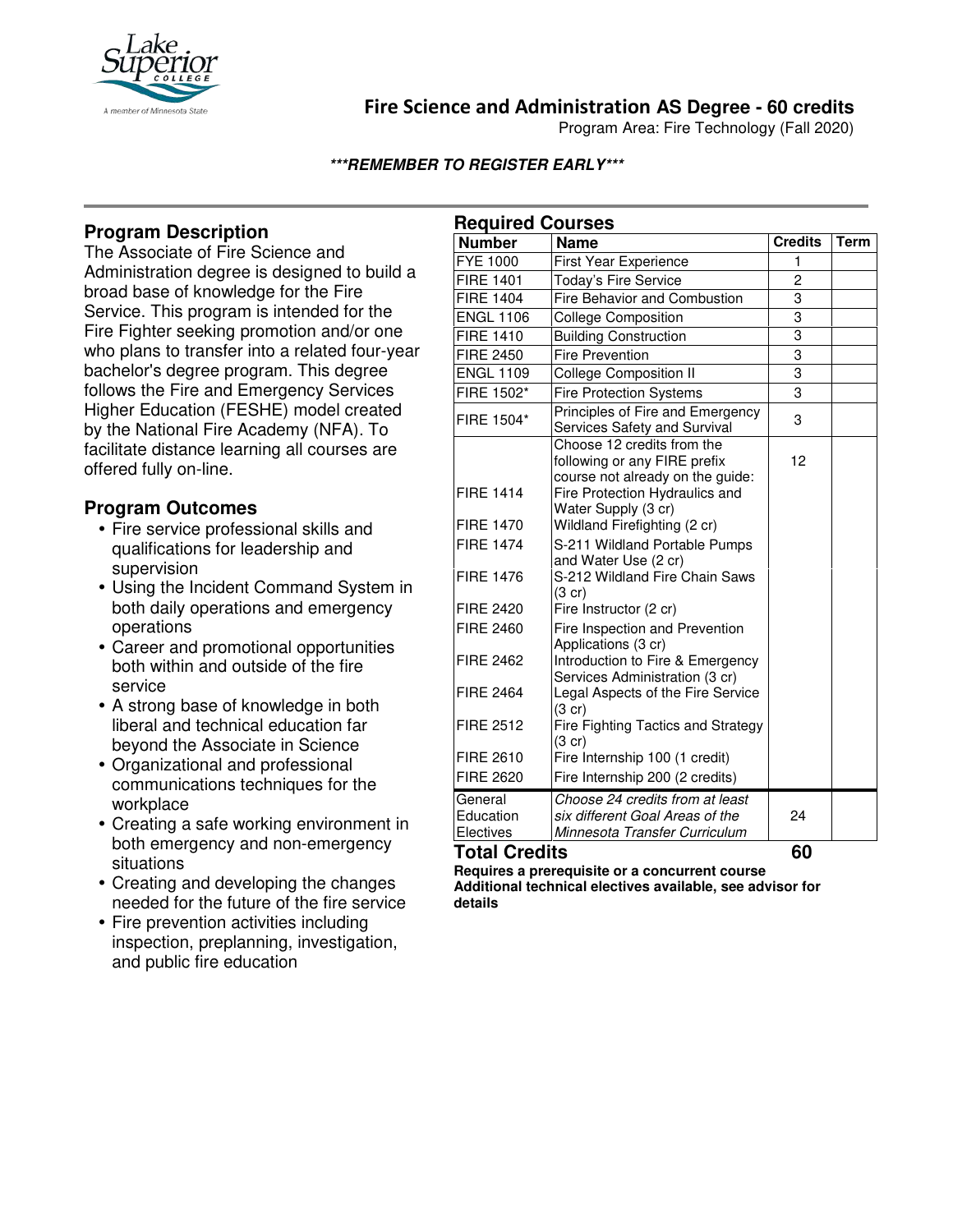# Fire Science and Administration AS Degree - 60 credits

Program Area: Fire Technology (Fall 2020)

***REMEMBER TO REGISTER EARLY***

## Program Description

The Associate of Fire Science and Administration degree is designed to build a broad base of knowledge for the Fire Service. This program is intended for the Fire Fighter seeking promotion and/or one who plans to transfer into a related four-year bachelor's degree program. This degree follows the Fire and Emergency Services Higher Education (FESHE) model created by the National Fire Academy (NFA). To facilitate distance learning all courses are offered fully on-line.

## Program Outcomes

- Fire service professional skills and qualifications for leadership and supervision
- Using the Incident Command System in both daily operations and emergency operations
- Career and promotional opportunities both within and outside of the fire service
- A strong base of knowledge in both liberal and technical education far beyond the Associate in Science
- Organizational and professional communications techniques for the workplace
- Creating a safe working environment in both emergency and non-emergency situations
- Creating and developing the changes needed for the future of the fire service
- Fire prevention activities including inspection, preplanning, investigation, and public fire education

## Required Courses

| Number | Name | Credits | Term |
|---|---|---|---|
| FYE 1000 | First Year Experience | 1 | |
| FIRE 1401 | Today's Fire Service | 2 | |
| FIRE 1404 | Fire Behavior and Combustion | 3 | |
| ENGL 1106 | College Composition | 3 | |
| FIRE 1410 | Building Construction | 3 | |
| FIRE 2450 | Fire Prevention | 3 | |
| ENGL 1109 | College Composition II | 3 | |
| FIRE 1502* | Fire Protection Systems | 3 | |
| FIRE 1504* | Principles of Fire and Emergency Services Safety and Survival | 3 | |
| | Choose 12 credits from the following or any FIRE prefix course not already on the guide: | 12 | |
| FIRE 1414 | Fire Protection Hydraulics and Water Supply (3 cr) | | |
| FIRE 1470 | Wildland Firefighting (2 cr) | | |
| FIRE 1474 | S-211 Wildland Portable Pumps and Water Use (2 cr) | | |
| FIRE 1476 | S-212 Wildland Fire Chain Saws (3 cr) | | |
| FIRE 2420 | Fire Instructor (2 cr) | | |
| FIRE 2460 | Fire Inspection and Prevention Applications (3 cr) | | |
| FIRE 2462 | Introduction to Fire & Emergency Services Administration (3 cr) | | |
| FIRE 2464 | Legal Aspects of the Fire Service (3 cr) | | |
| FIRE 2512 | Fire Fighting Tactics and Strategy (3 cr) | | |
| FIRE 2610 | Fire Internship 100 (1 credit) | | |
| FIRE 2620 | Fire Internship 200 (2 credits) | | |
| General Education Electives | *Choose 24 credits from at least six different Goal Areas of the Minnesota Transfer Curriculum* | 24 | |
| **Total Credits** | | **60** | |

**Requires a prerequisite or a concurrent course**

**Additional technical electives available, see advisor for details**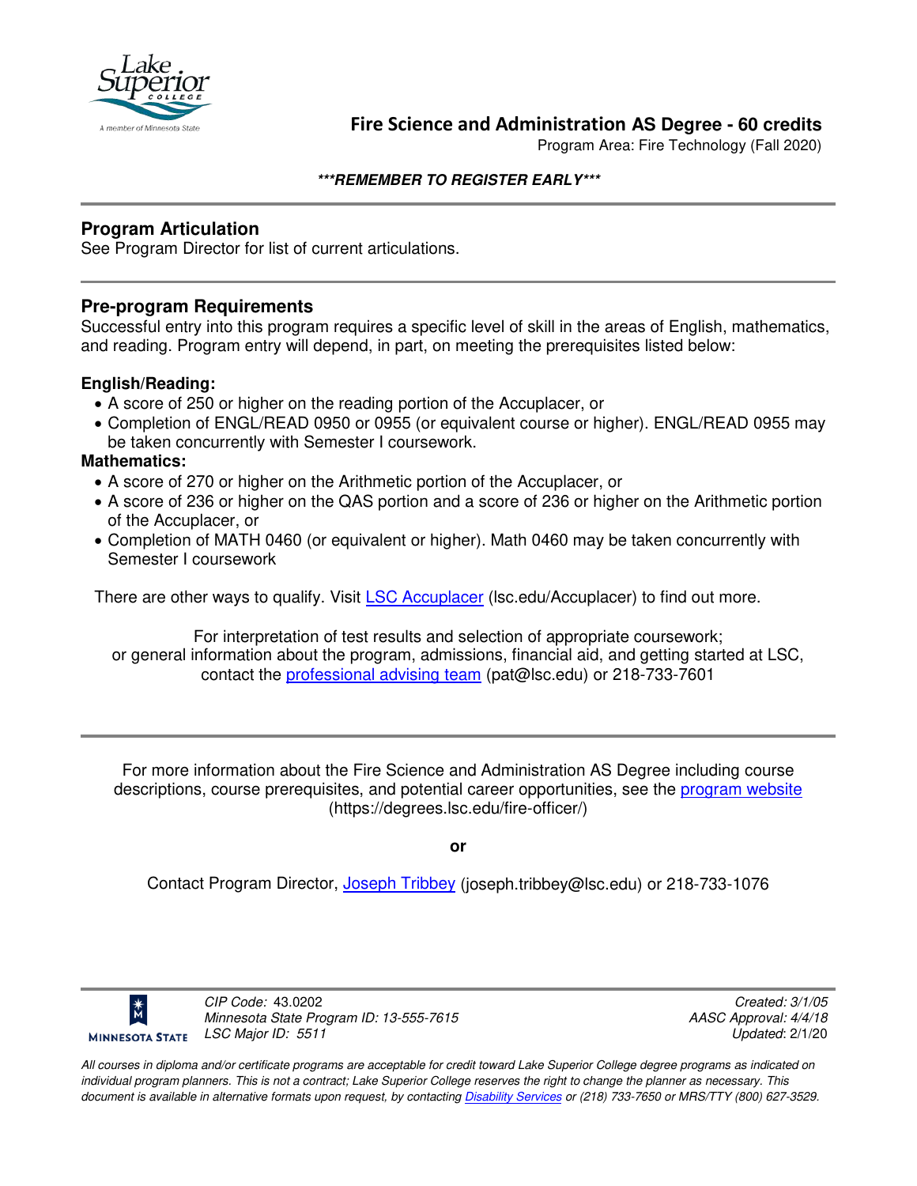# Fire Science and Administration AS Degree - 60 credits

Program Area: Fire Technology (Fall 2020)

***REMEMBER TO REGISTER EARLY***

## Program Articulation

See Program Director for list of current articulations.

## Pre-program Requirements

Successful entry into this program requires a specific level of skill in the areas of English, mathematics, and reading. Program entry will depend, in part, on meeting the prerequisites listed below:

**English/Reading:**

- A score of 250 or higher on the reading portion of the Accuplacer, or
- Completion of ENGL/READ 0950 or 0955 (or equivalent course or higher). ENGL/READ 0955 may be taken concurrently with Semester I coursework.

**Mathematics:**

- A score of 270 or higher on the Arithmetic portion of the Accuplacer, or
- A score of 236 or higher on the QAS portion and a score of 236 or higher on the Arithmetic portion of the Accuplacer, or
- Completion of MATH 0460 (or equivalent or higher). Math 0460 may be taken concurrently with Semester I coursework

There are other ways to qualify. Visit LSC Accuplacer (lsc.edu/Accuplacer) to find out more.

For interpretation of test results and selection of appropriate coursework; or general information about the program, admissions, financial aid, and getting started at LSC, contact the professional advising team (pat@lsc.edu) or 218-733-7601

For more information about the Fire Science and Administration AS Degree including course descriptions, course prerequisites, and potential career opportunities, see the program website (https://degrees.lsc.edu/fire-officer/)

**or**

Contact Program Director, Joseph Tribbey (joseph.tribbey@lsc.edu) or 218-733-1076

*CIP Code:* 43.0202
*Minnesota State Program ID: 13-555-7615*
*LSC Major ID: 5511*

*Created: 3/1/05*
*AASC Approval: 4/4/18*
*Updated*: 2/1/20

*All courses in diploma and/or certificate programs are acceptable for credit toward Lake Superior College degree programs as indicated on individual program planners. This is not a contract; Lake Superior College reserves the right to change the planner as necessary. This document is available in alternative formats upon request, by contacting Disability Services or (218) 733-7650 or MRS/TTY (800) 627-3529.*